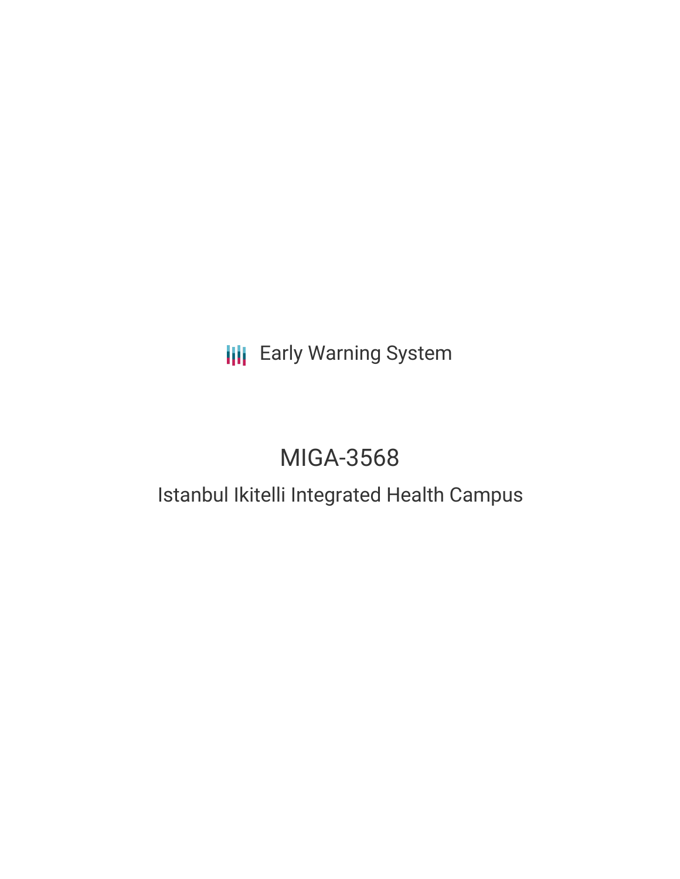Early Warning System

# MIGA-3568

## Istanbul Ikitelli Integrated Health Campus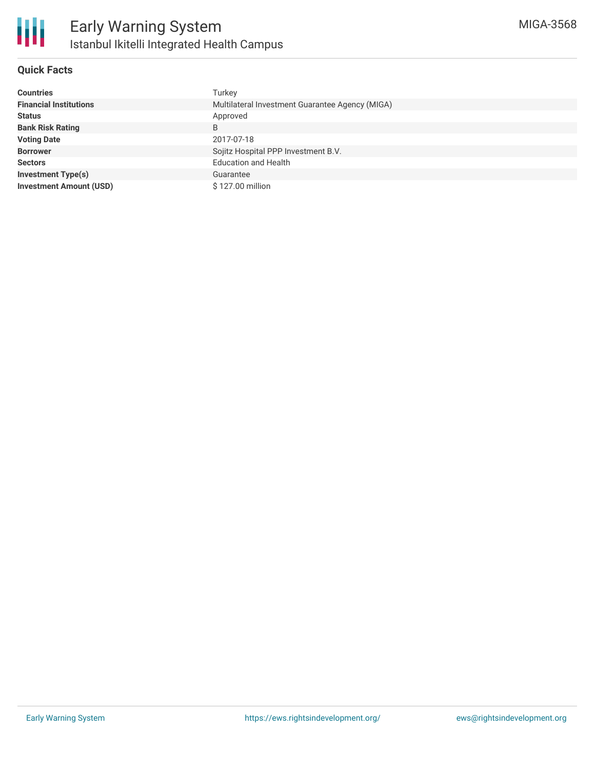## Quick Facts

| | |
|---|---|
| **Countries** | Turkey |
| **Financial Institutions** | Multilateral Investment Guarantee Agency (MIGA) |
| **Status** | Approved |
| **Bank Risk Rating** | B |
| **Voting Date** | 2017-07-18 |
| **Borrower** | Sojitz Hospital PPP Investment B.V. |
| **Sectors** | Education and Health |
| **Investment Type(s)** | Guarantee |
| **Investment Amount (USD)** | $ 127.00 million |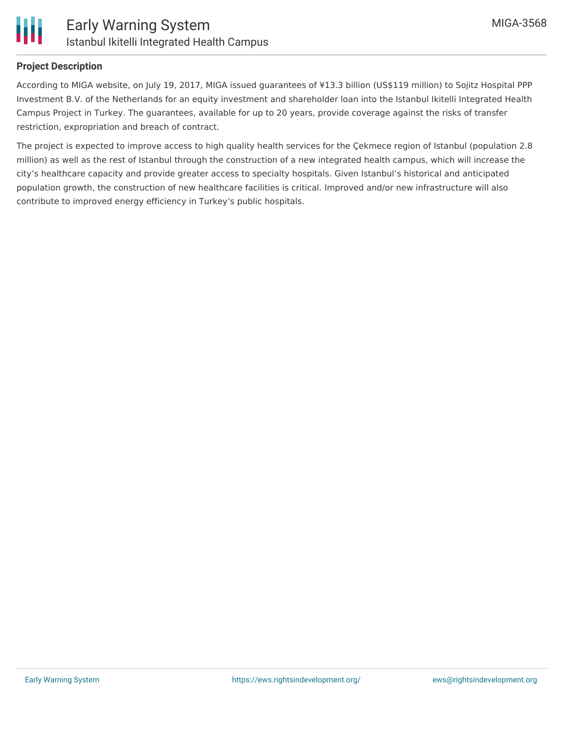**Project Description**

According to MIGA website, on July 19, 2017, MIGA issued guarantees of ¥13.3 billion (US$119 million) to Sojitz Hospital PPP Investment B.V. of the Netherlands for an equity investment and shareholder loan into the Istanbul Ikitelli Integrated Health Campus Project in Turkey. The guarantees, available for up to 20 years, provide coverage against the risks of transfer restriction, expropriation and breach of contract.

The project is expected to improve access to high quality health services for the Çekmece region of Istanbul (population 2.8 million) as well as the rest of Istanbul through the construction of a new integrated health campus, which will increase the city's healthcare capacity and provide greater access to specialty hospitals. Given Istanbul's historical and anticipated population growth, the construction of new healthcare facilities is critical. Improved and/or new infrastructure will also contribute to improved energy efficiency in Turkey's public hospitals.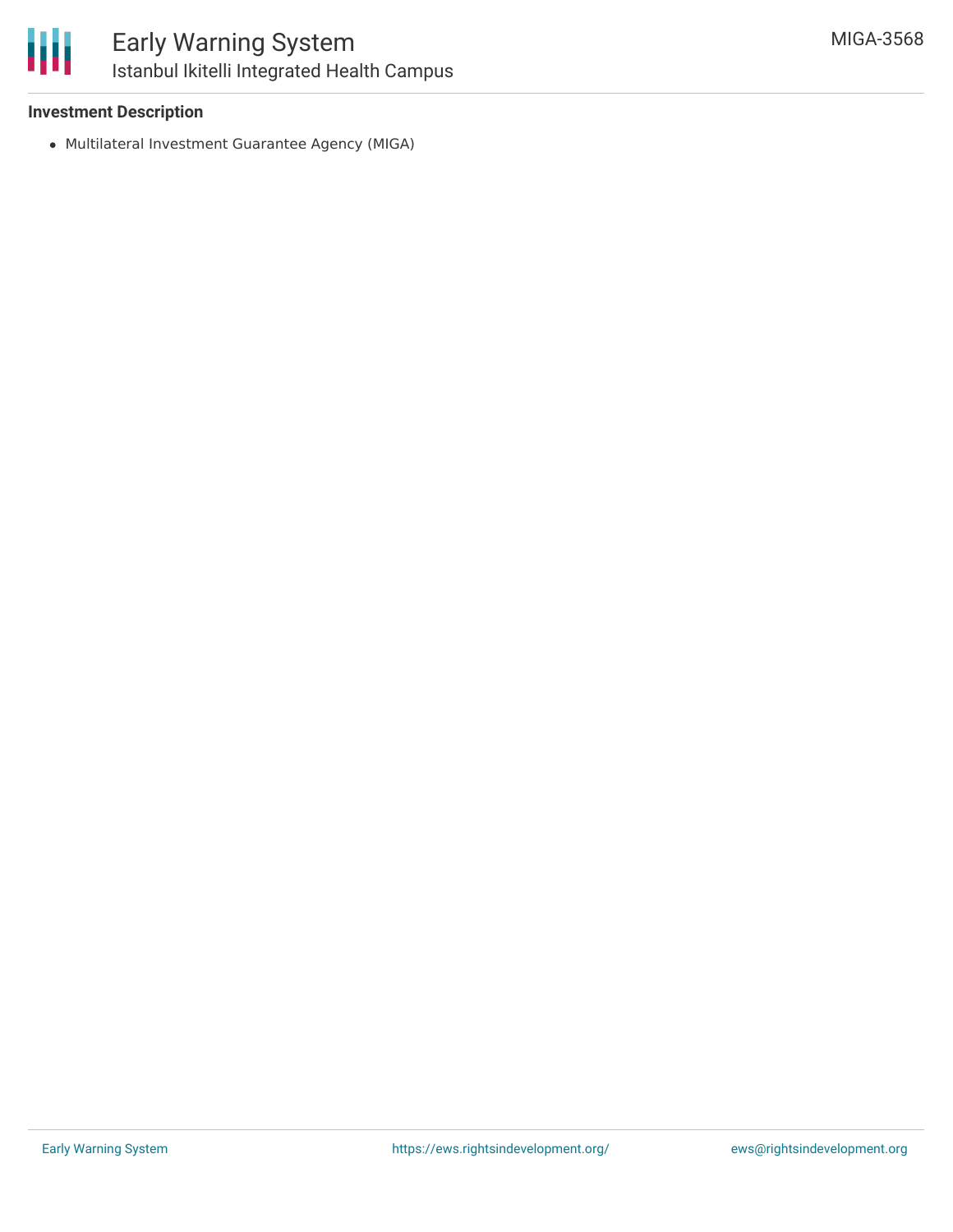**Investment Description**

- Multilateral Investment Guarantee Agency (MIGA)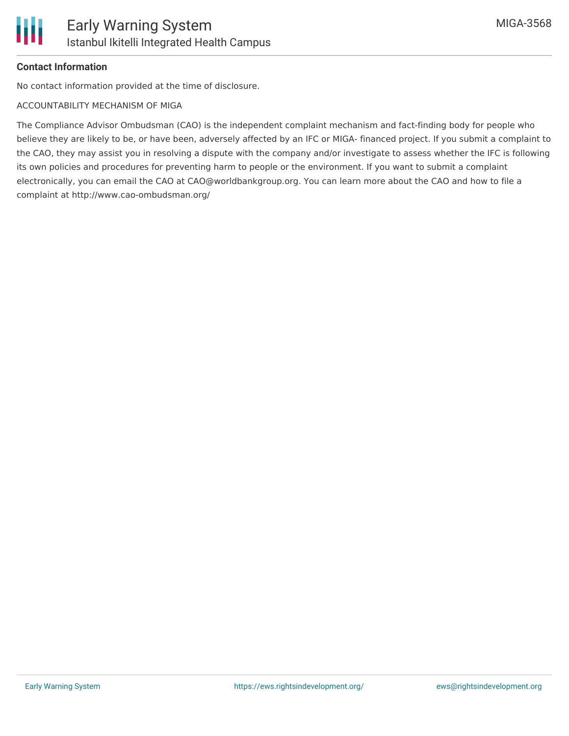**Contact Information**

No contact information provided at the time of disclosure.

ACCOUNTABILITY MECHANISM OF MIGA

The Compliance Advisor Ombudsman (CAO) is the independent complaint mechanism and fact-finding body for people who believe they are likely to be, or have been, adversely affected by an IFC or MIGA- financed project. If you submit a complaint to the CAO, they may assist you in resolving a dispute with the company and/or investigate to assess whether the IFC is following its own policies and procedures for preventing harm to people or the environment. If you want to submit a complaint electronically, you can email the CAO at CAO@worldbankgroup.org. You can learn more about the CAO and how to file a complaint at http://www.cao-ombudsman.org/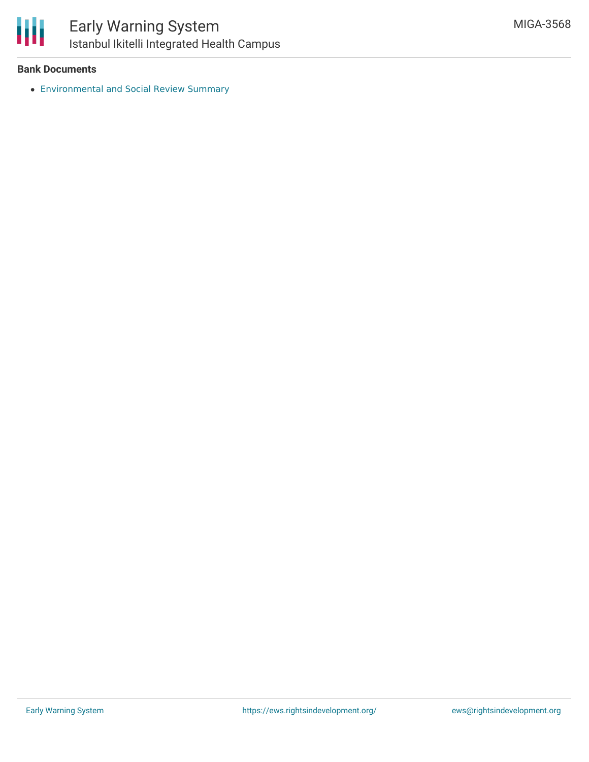**Bank Documents**

- Environmental and Social Review Summary